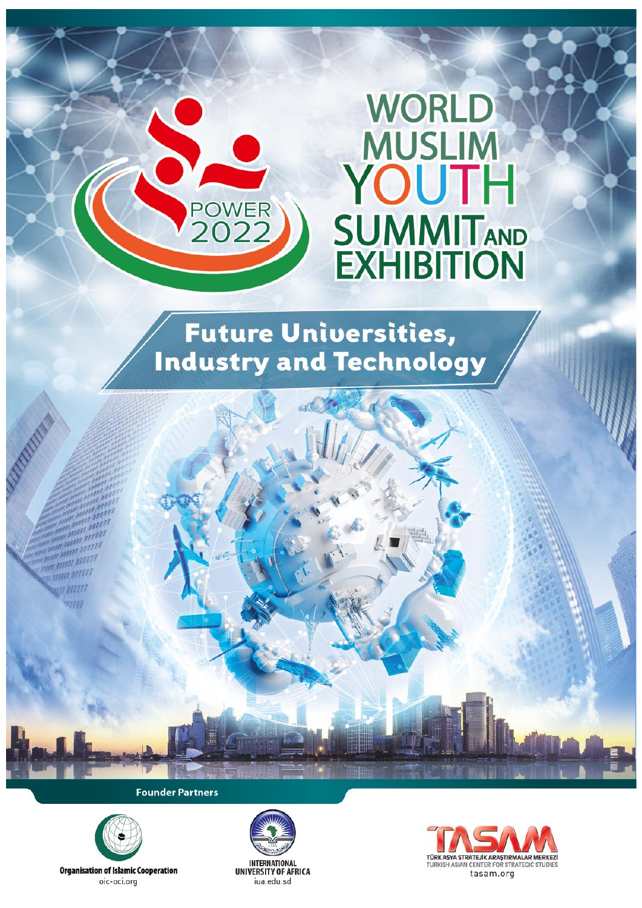POWER 2022

# WORLD MUSLIM YOUTH SUMMIT AND EXHIBITION

## Future Universities, Industry and Technology

**Founder Partners**

Organisation of Islamic Cooperation
oic-oci.org

INTERNATIONAL UNIVERSITY OF AFRICA
iua.edu.sd

TASAM
TÜRK ASYA STRATEJİK ARAŞTIRMALAR MERKEZİ
TURKISH ASIAN CENTER FOR STRATEGIC STUDIES
tasam.org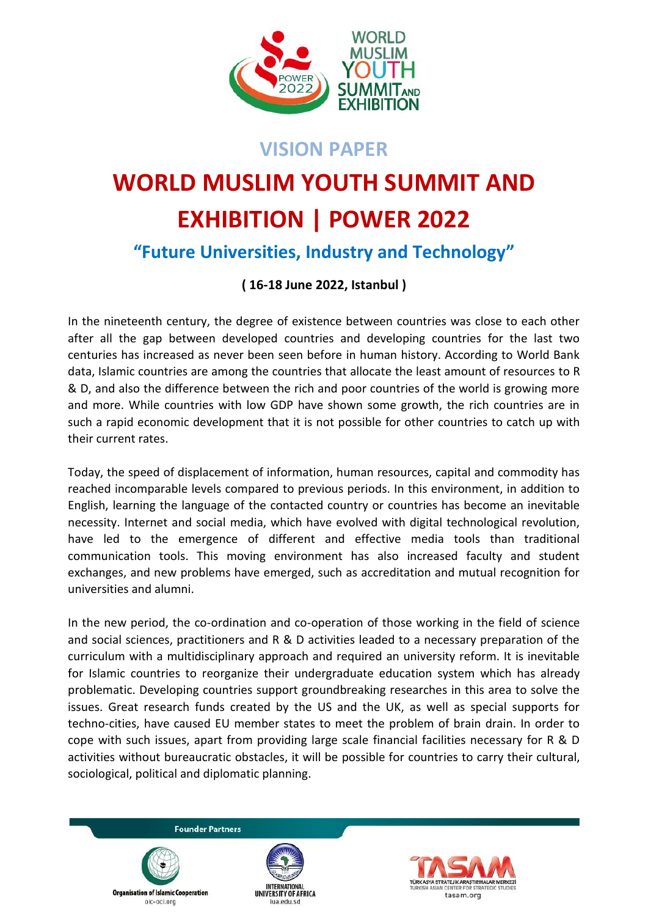## VISION PAPER

# WORLD MUSLIM YOUTH SUMMIT AND EXHIBITION | POWER 2022

### "Future Universities, Industry and Technology"

**( 16-18 June 2022, Istanbul )**

In the nineteenth century, the degree of existence between countries was close to each other after all the gap between developed countries and developing countries for the last two centuries has increased as never been seen before in human history. According to World Bank data, Islamic countries are among the countries that allocate the least amount of resources to R & D, and also the difference between the rich and poor countries of the world is growing more and more. While countries with low GDP have shown some growth, the rich countries are in such a rapid economic development that it is not possible for other countries to catch up with their current rates.

Today, the speed of displacement of information, human resources, capital and commodity has reached incomparable levels compared to previous periods. In this environment, in addition to English, learning the language of the contacted country or countries has become an inevitable necessity. Internet and social media, which have evolved with digital technological revolution, have led to the emergence of different and effective media tools than traditional communication tools. This moving environment has also increased faculty and student exchanges, and new problems have emerged, such as accreditation and mutual recognition for universities and alumni.

In the new period, the co-ordination and co-operation of those working in the field of science and social sciences, practitioners and R & D activities leaded to a necessary preparation of the curriculum with a multidisciplinary approach and required an university reform. It is inevitable for Islamic countries to reorganize their undergraduate education system which has already problematic. Developing countries support groundbreaking researches in this area to solve the issues. Great research funds created by the US and the UK, as well as special supports for techno-cities, have caused EU member states to meet the problem of brain drain. In order to cope with such issues, apart from providing large scale financial facilities necessary for R & D activities without bureaucratic obstacles, it will be possible for countries to carry their cultural, sociological, political and diplomatic planning.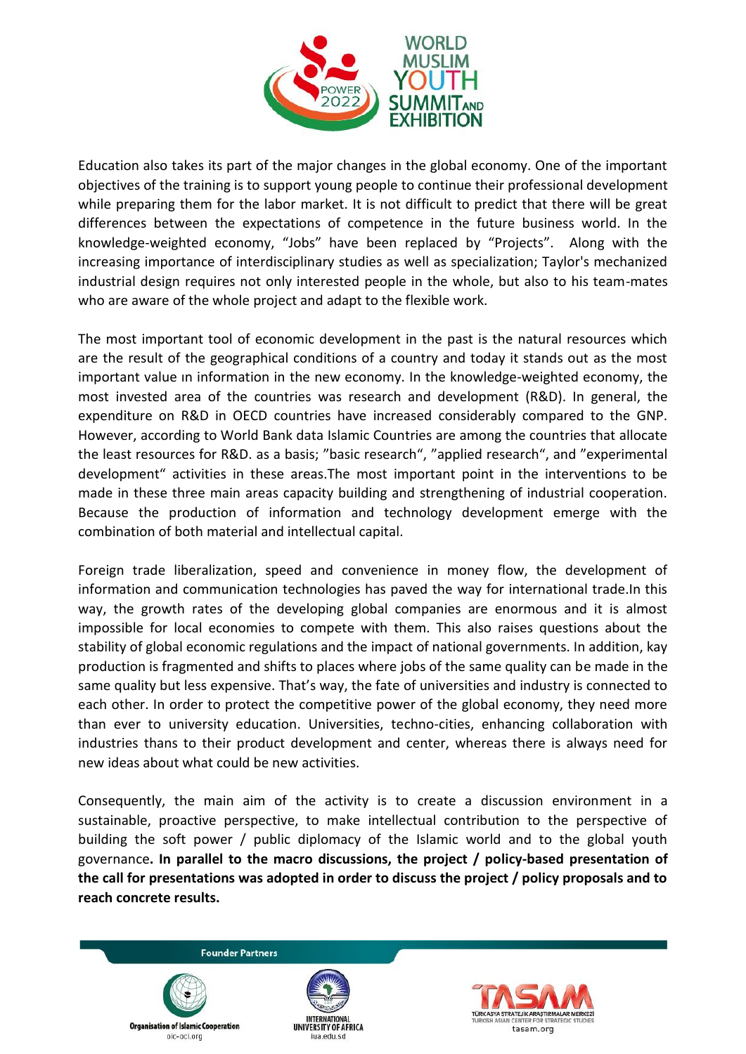Education also takes its part of the major changes in the global economy. One of the important objectives of the training is to support young people to continue their professional development while preparing them for the labor market. It is not difficult to predict that there will be great differences between the expectations of competence in the future business world. In the knowledge-weighted economy, “Jobs” have been replaced by “Projects”. Along with the increasing importance of interdisciplinary studies as well as specialization; Taylor's mechanized industrial design requires not only interested people in the whole, but also to his team-mates who are aware of the whole project and adapt to the flexible work.

The most important tool of economic development in the past is the natural resources which are the result of the geographical conditions of a country and today it stands out as the most important value ın information in the new economy. In the knowledge-weighted economy, the most invested area of the countries was research and development (R&D). In general, the expenditure on R&D in OECD countries have increased considerably compared to the GNP. However, according to World Bank data Islamic Countries are among the countries that allocate the least resources for R&D. as a basis; ”basic research“, ”applied research“, and ”experimental development“ activities in these areas.The most important point in the interventions to be made in these three main areas capacity building and strengthening of industrial cooperation. Because the production of information and technology development emerge with the combination of both material and intellectual capital.

Foreign trade liberalization, speed and convenience in money flow, the development of information and communication technologies has paved the way for international trade.In this way, the growth rates of the developing global companies are enormous and it is almost impossible for local economies to compete with them. This also raises questions about the stability of global economic regulations and the impact of national governments. In addition, kay production is fragmented and shifts to places where jobs of the same quality can be made in the same quality but less expensive. That’s way, the fate of universities and industry is connected to each other. In order to protect the competitive power of the global economy, they need more than ever to university education. Universities, techno-cities, enhancing collaboration with industries thans to their product development and center, whereas there is always need for new ideas about what could be new activities.

Consequently, the main aim of the activity is to create a discussion environment in a sustainable, proactive perspective, to make intellectual contribution to the perspective of building the soft power / public diplomacy of the Islamic world and to the global youth governance**. In parallel to the macro discussions, the project / policy-based presentation of the call for presentations was adopted in order to discuss the project / policy proposals and to reach concrete results.**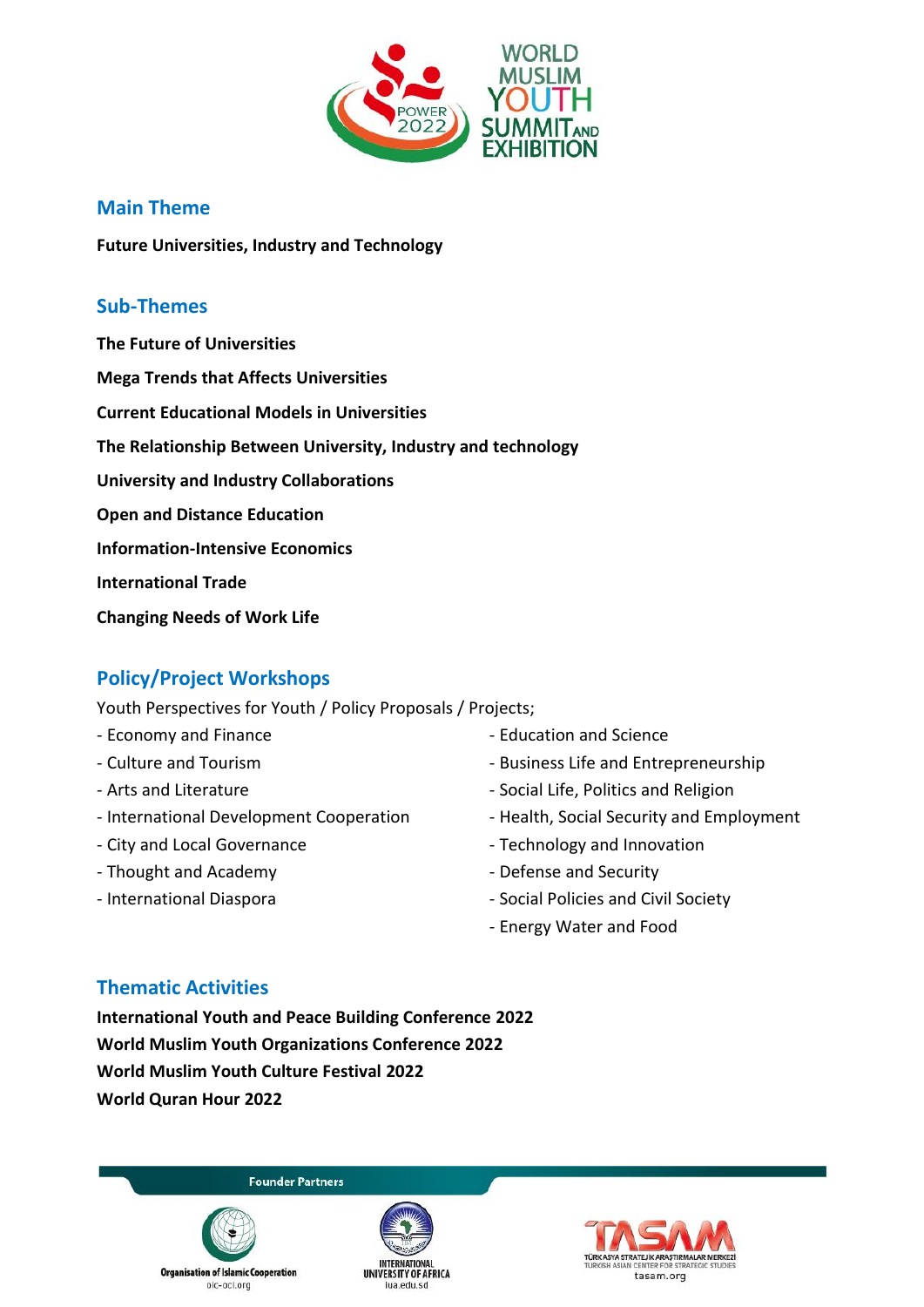WORLD MUSLIM YOUTH SUMMIT AND EXHIBITION

POWER 2022

## Main Theme

**Future Universities, Industry and Technology**

## Sub-Themes

**The Future of Universities**

**Mega Trends that Affects Universities**

**Current Educational Models in Universities**

**The Relationship Between University, Industry and technology**

**University and Industry Collaborations**

**Open and Distance Education**

**Information-Intensive Economics**

**International Trade**

**Changing Needs of Work Life**

## Policy/Project Workshops

Youth Perspectives for Youth / Policy Proposals / Projects;

- Economy and Finance
- Culture and Tourism
- Arts and Literature
- International Development Cooperation
- City and Local Governance
- Thought and Academy
- International Diaspora
- Education and Science
- Business Life and Entrepreneurship
- Social Life, Politics and Religion
- Health, Social Security and Employment
- Technology and Innovation
- Defense and Security
- Social Policies and Civil Society
- Energy Water and Food

## Thematic Activities

**International Youth and Peace Building Conference 2022**
**World Muslim Youth Organizations Conference 2022**
**World Muslim Youth Culture Festival 2022**
**World Quran Hour 2022**

Founder Partners

Organisation of Islamic Cooperation
oic-oci.org

INTERNATIONAL UNIVERSITY OF AFRICA
iua.edu.sd

TASAM
TÜRKASYA STRATEJİK ARAŞTIRMALAR MERKEZİ
TURKISH ASIAN CENTER FOR STRATEGIC STUDIES
tasam.org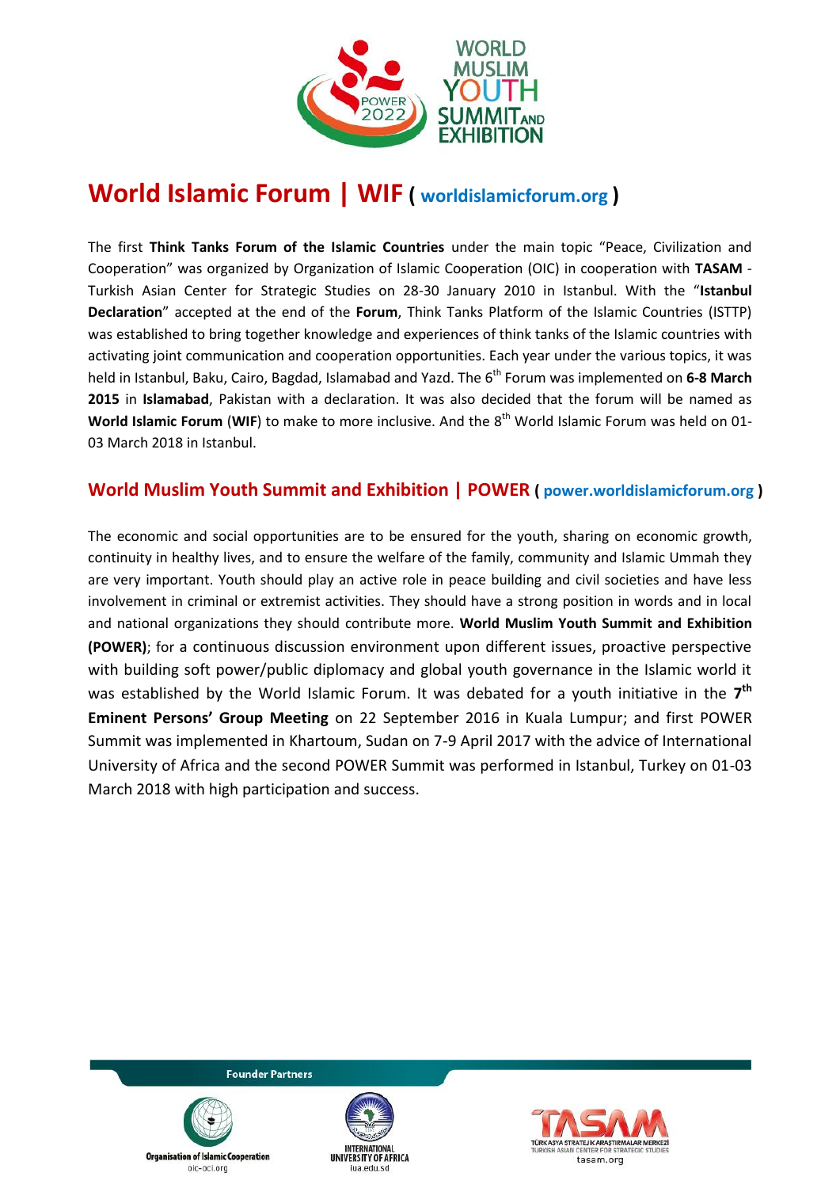# World Islamic Forum | WIF ( worldislamicforum.org )

The first **Think Tanks Forum of the Islamic Countries** under the main topic "Peace, Civilization and Cooperation" was organized by Organization of Islamic Cooperation (OIC) in cooperation with **TASAM** - Turkish Asian Center for Strategic Studies on 28-30 January 2010 in Istanbul. With the "**Istanbul Declaration**" accepted at the end of the **Forum**, Think Tanks Platform of the Islamic Countries (ISTTP) was established to bring together knowledge and experiences of think tanks of the Islamic countries with activating joint communication and cooperation opportunities. Each year under the various topics, it was held in Istanbul, Baku, Cairo, Bagdad, Islamabad and Yazd. The 6th Forum was implemented on **6-8 March 2015** in **Islamabad**, Pakistan with a declaration. It was also decided that the forum will be named as **World Islamic Forum** (**WIF**) to make to more inclusive. And the 8th World Islamic Forum was held on 01-03 March 2018 in Istanbul.

## World Muslim Youth Summit and Exhibition | POWER ( power.worldislamicforum.org )

The economic and social opportunities are to be ensured for the youth, sharing on economic growth, continuity in healthy lives, and to ensure the welfare of the family, community and Islamic Ummah they are very important. Youth should play an active role in peace building and civil societies and have less involvement in criminal or extremist activities. They should have a strong position in words and in local and national organizations they should contribute more. **World Muslim Youth Summit and Exhibition (POWER)**; for a continuous discussion environment upon different issues, proactive perspective with building soft power/public diplomacy and global youth governance in the Islamic world it was established by the World Islamic Forum. It was debated for a youth initiative in the **7th Eminent Persons' Group Meeting** on 22 September 2016 in Kuala Lumpur; and first POWER Summit was implemented in Khartoum, Sudan on 7-9 April 2017 with the advice of International University of Africa and the second POWER Summit was performed in Istanbul, Turkey on 01-03 March 2018 with high participation and success.

Founder Partners

Organisation of Islamic Cooperation
oic-oci.org

INTERNATIONAL UNIVERSITY OF AFRICA
iua.edu.sd

TÜRKASYA STRATEJİK ARAŞTIRMALAR MERKEZİ
TURKISH ASIAN CENTER FOR STRATEGIC STUDIES
tasam.org